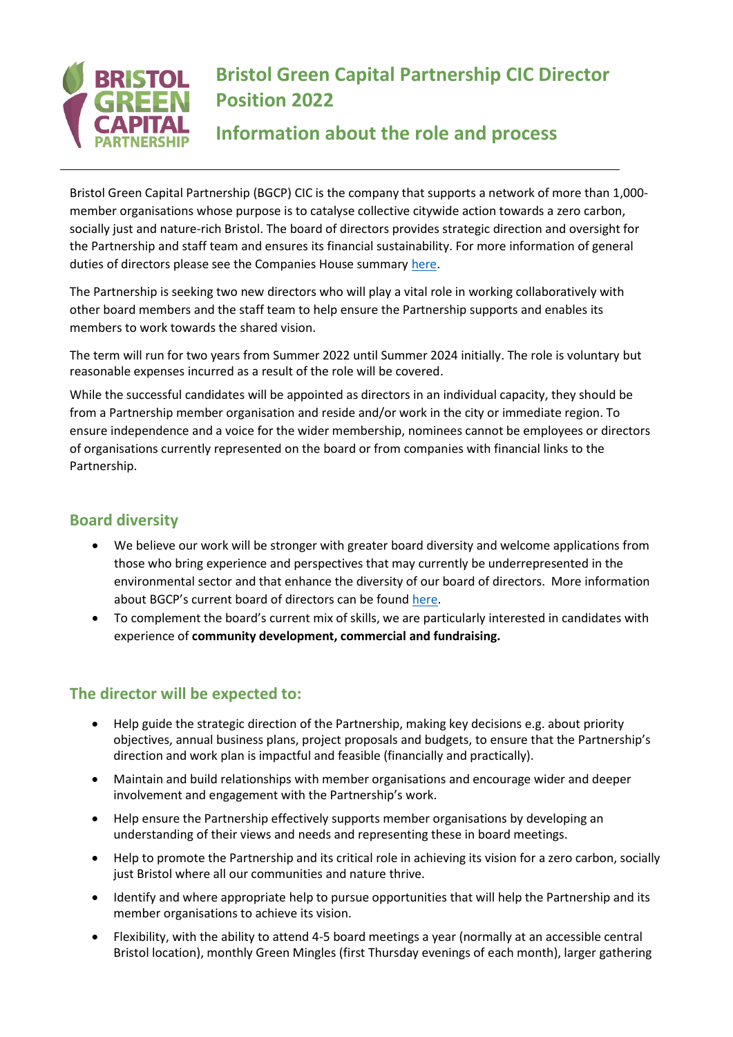# Bristol Green Capital Partnership CIC Director Position 2022

## Information about the role and process

Bristol Green Capital Partnership (BGCP) CIC is the company that supports a network of more than 1,000-member organisations whose purpose is to catalyse collective citywide action towards a zero carbon, socially just and nature-rich Bristol. The board of directors provides strategic direction and oversight for the Partnership and staff team and ensures its financial sustainability. For more information of general duties of directors please see the Companies House summary here.

The Partnership is seeking two new directors who will play a vital role in working collaboratively with other board members and the staff team to help ensure the Partnership supports and enables its members to work towards the shared vision.

The term will run for two years from Summer 2022 until Summer 2024 initially. The role is voluntary but reasonable expenses incurred as a result of the role will be covered.

While the successful candidates will be appointed as directors in an individual capacity, they should be from a Partnership member organisation and reside and/or work in the city or immediate region. To ensure independence and a voice for the wider membership, nominees cannot be employees or directors of organisations currently represented on the board or from companies with financial links to the Partnership.

## Board diversity

- We believe our work will be stronger with greater board diversity and welcome applications from those who bring experience and perspectives that may currently be underrepresented in the environmental sector and that enhance the diversity of our board of directors. More information about BGCP's current board of directors can be found here.
- To complement the board's current mix of skills, we are particularly interested in candidates with experience of **community development, commercial and fundraising.**

## The director will be expected to:

- Help guide the strategic direction of the Partnership, making key decisions e.g. about priority objectives, annual business plans, project proposals and budgets, to ensure that the Partnership's direction and work plan is impactful and feasible (financially and practically).
- Maintain and build relationships with member organisations and encourage wider and deeper involvement and engagement with the Partnership's work.
- Help ensure the Partnership effectively supports member organisations by developing an understanding of their views and needs and representing these in board meetings.
- Help to promote the Partnership and its critical role in achieving its vision for a zero carbon, socially just Bristol where all our communities and nature thrive.
- Identify and where appropriate help to pursue opportunities that will help the Partnership and its member organisations to achieve its vision.
- Flexibility, with the ability to attend 4-5 board meetings a year (normally at an accessible central Bristol location), monthly Green Mingles (first Thursday evenings of each month), larger gathering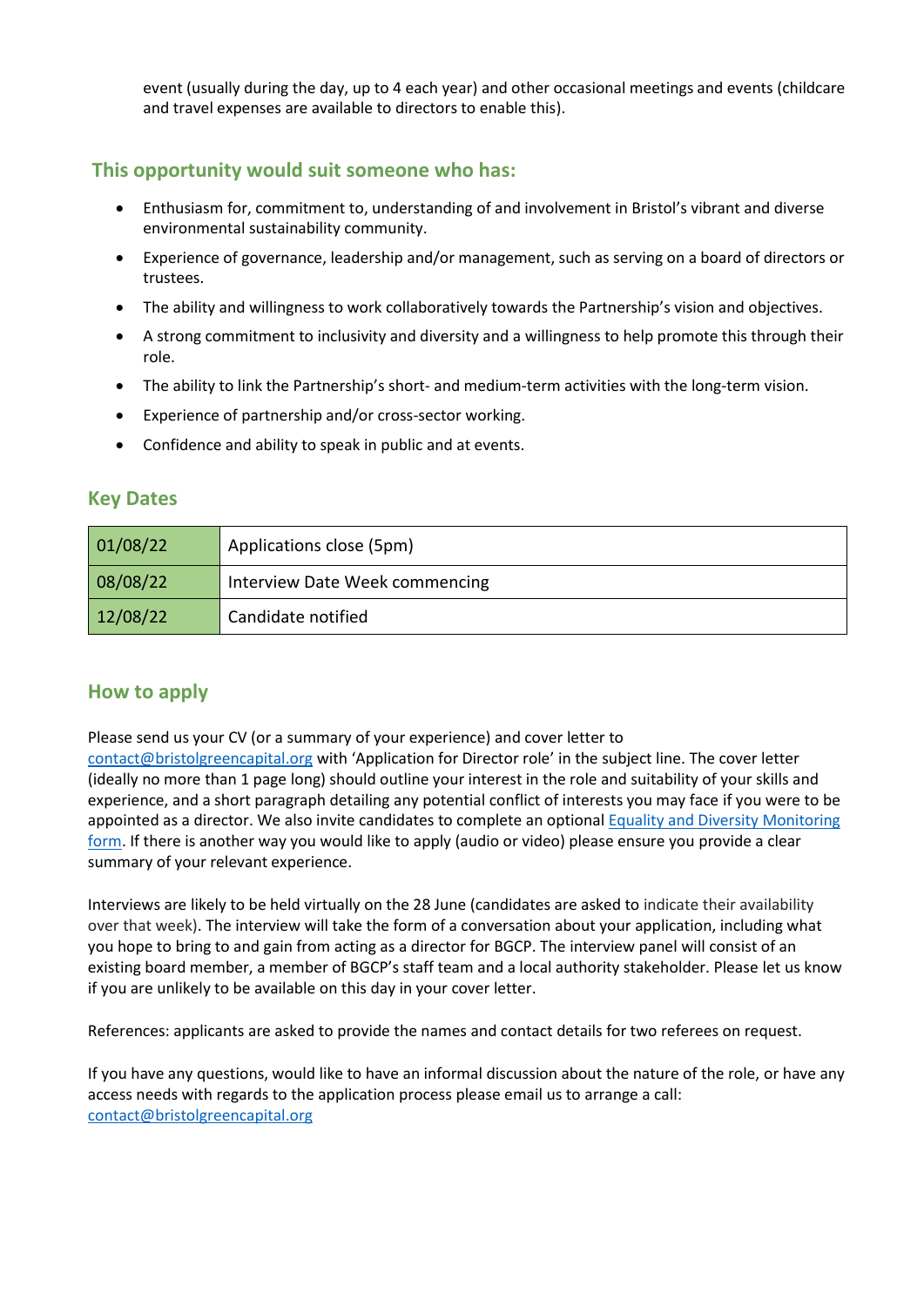event (usually during the day, up to 4 each year) and other occasional meetings and events (childcare and travel expenses are available to directors to enable this).

## This opportunity would suit someone who has:

- Enthusiasm for, commitment to, understanding of and involvement in Bristol's vibrant and diverse environmental sustainability community.
- Experience of governance, leadership and/or management, such as serving on a board of directors or trustees.
- The ability and willingness to work collaboratively towards the Partnership's vision and objectives.
- A strong commitment to inclusivity and diversity and a willingness to help promote this through their role.
- The ability to link the Partnership's short- and medium-term activities with the long-term vision.
- Experience of partnership and/or cross-sector working.
- Confidence and ability to speak in public and at events.

## Key Dates

| | |
|---|---|
| 01/08/22 | Applications close (5pm) |
| 08/08/22 | Interview Date Week commencing |
| 12/08/22 | Candidate notified |

## How to apply

Please send us your CV (or a summary of your experience) and cover letter to contact@bristolgreencapital.org with 'Application for Director role' in the subject line. The cover letter (ideally no more than 1 page long) should outline your interest in the role and suitability of your skills and experience, and a short paragraph detailing any potential conflict of interests you may face if you were to be appointed as a director. We also invite candidates to complete an optional Equality and Diversity Monitoring form. If there is another way you would like to apply (audio or video) please ensure you provide a clear summary of your relevant experience.

Interviews are likely to be held virtually on the 28 June (candidates are asked to indicate their availability over that week). The interview will take the form of a conversation about your application, including what you hope to bring to and gain from acting as a director for BGCP. The interview panel will consist of an existing board member, a member of BGCP's staff team and a local authority stakeholder. Please let us know if you are unlikely to be available on this day in your cover letter.

References: applicants are asked to provide the names and contact details for two referees on request.

If you have any questions, would like to have an informal discussion about the nature of the role, or have any access needs with regards to the application process please email us to arrange a call: contact@bristolgreencapital.org